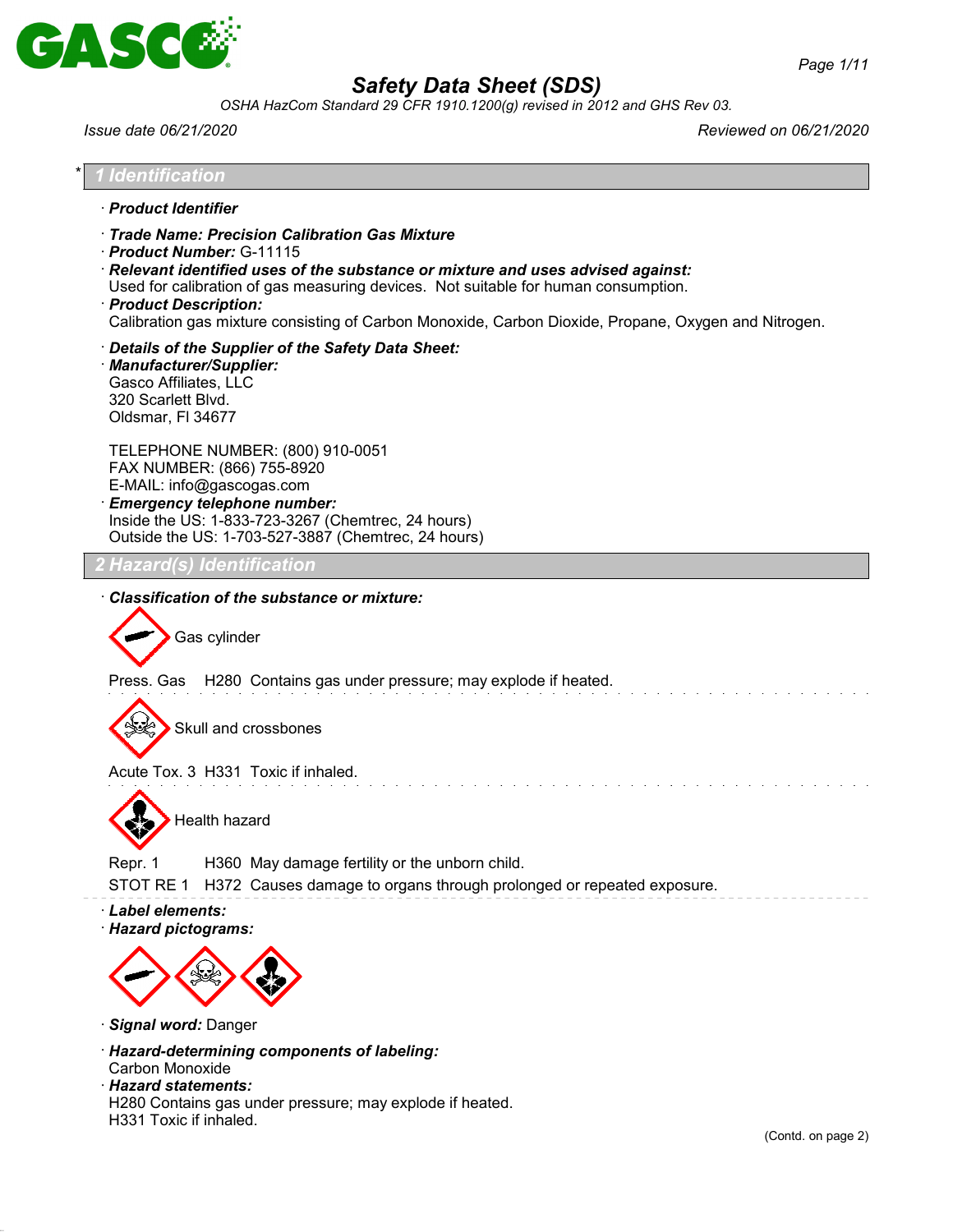# Safety Data Sheet (SDS)

*OSHA HazCom Standard 29 CFR 1910.1200(g) revised in 2012 and GHS Rev 03.*

*Issue date 06/21/2020* *Reviewed on 06/21/2020*

## * 1 Identification

· **Product Identifier**

· **Trade Name: Precision Calibration Gas Mixture**
· **Product Number:** G-11115
· **Relevant identified uses of the substance or mixture and uses advised against:**
Used for calibration of gas measuring devices. Not suitable for human consumption.
· **Product Description:**
Calibration gas mixture consisting of Carbon Monoxide, Carbon Dioxide, Propane, Oxygen and Nitrogen.

· **Details of the Supplier of the Safety Data Sheet:**
· **Manufacturer/Supplier:**
Gasco Affiliates, LLC
320 Scarlett Blvd.
Oldsmar, Fl 34677

TELEPHONE NUMBER: (800) 910-0051
FAX NUMBER: (866) 755-8920
E-MAIL: info@gascogas.com
· **Emergency telephone number:**
Inside the US: 1-833-723-3267 (Chemtrec, 24 hours)
Outside the US: 1-703-527-3887 (Chemtrec, 24 hours)

## 2 Hazard(s) Identification

· **Classification of the substance or mixture:**

Gas cylinder

Press. Gas H280 Contains gas under pressure; may explode if heated.

Skull and crossbones

Acute Tox. 3 H331 Toxic if inhaled.

Health hazard

Repr. 1 H360 May damage fertility or the unborn child.
STOT RE 1 H372 Causes damage to organs through prolonged or repeated exposure.

· **Label elements:**
· **Hazard pictograms:**

· **Signal word:** Danger

· **Hazard-determining components of labeling:**
Carbon Monoxide
· **Hazard statements:**
H280 Contains gas under pressure; may explode if heated.
H331 Toxic if inhaled.

(Contd. on page 2)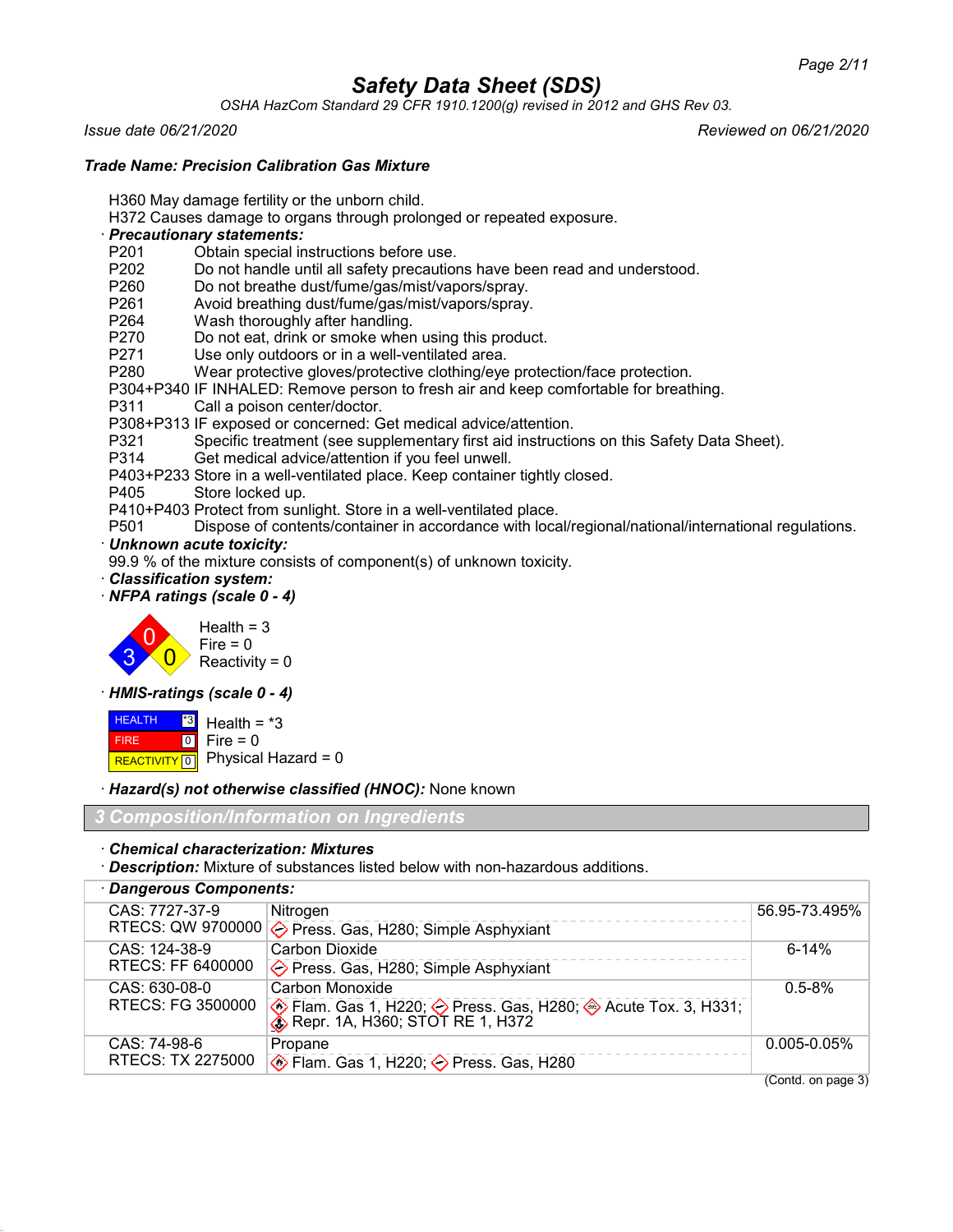H360 May damage fertility or the unborn child.
H372 Causes damage to organs through prolonged or repeated exposure.

· **Precautionary statements:**

P201 Obtain special instructions before use.
P202 Do not handle until all safety precautions have been read and understood.
P260 Do not breathe dust/fume/gas/mist/vapors/spray.
P261 Avoid breathing dust/fume/gas/mist/vapors/spray.
P264 Wash thoroughly after handling.
P270 Do not eat, drink or smoke when using this product.
P271 Use only outdoors or in a well-ventilated area.
P280 Wear protective gloves/protective clothing/eye protection/face protection.
P304+P340 IF INHALED: Remove person to fresh air and keep comfortable for breathing.
P311 Call a poison center/doctor.
P308+P313 IF exposed or concerned: Get medical advice/attention.
P321 Specific treatment (see supplementary first aid instructions on this Safety Data Sheet).
P314 Get medical advice/attention if you feel unwell.
P403+P233 Store in a well-ventilated place. Keep container tightly closed.
P405 Store locked up.
P410+P403 Protect from sunlight. Store in a well-ventilated place.
P501 Dispose of contents/container in accordance with local/regional/national/international regulations.

· **Unknown acute toxicity:**
99.9 % of the mixture consists of component(s) of unknown toxicity.

· **Classification system:**

· **NFPA ratings (scale 0 - 4)**

Health = 3
Fire = 0
Reactivity = 0

· **HMIS-ratings (scale 0 - 4)**

| HEALTH | *3 |
|---|---|
| FIRE | 0 |
| REACTIVITY | 0 |

Health = *3
Fire = 0
Physical Hazard = 0

· **Hazard(s) not otherwise classified (HNOC):** None known

## 3 Composition/Information on Ingredients

· **Chemical characterization: Mixtures**

· **Description:** Mixture of substances listed below with non-hazardous additions.

· **Dangerous Components:**

| CAS / RTECS | Component | Concentration |
|---|---|---|
| CAS: 7727-37-9<br>RTECS: QW 9700000 | Nitrogen<br>Press. Gas, H280; Simple Asphyxiant | 56.95-73.495% |
| CAS: 124-38-9<br>RTECS: FF 6400000 | Carbon Dioxide<br>Press. Gas, H280; Simple Asphyxiant | 6-14% |
| CAS: 630-08-0<br>RTECS: FG 3500000 | Carbon Monoxide<br>Flam. Gas 1, H220; Press. Gas, H280; Acute Tox. 3, H331; Repr. 1A, H360; STOT RE 1, H372 | 0.5-8% |
| CAS: 74-98-6<br>RTECS: TX 2275000 | Propane<br>Flam. Gas 1, H220; Press. Gas, H280 | 0.005-0.05% |

(Contd. on page 3)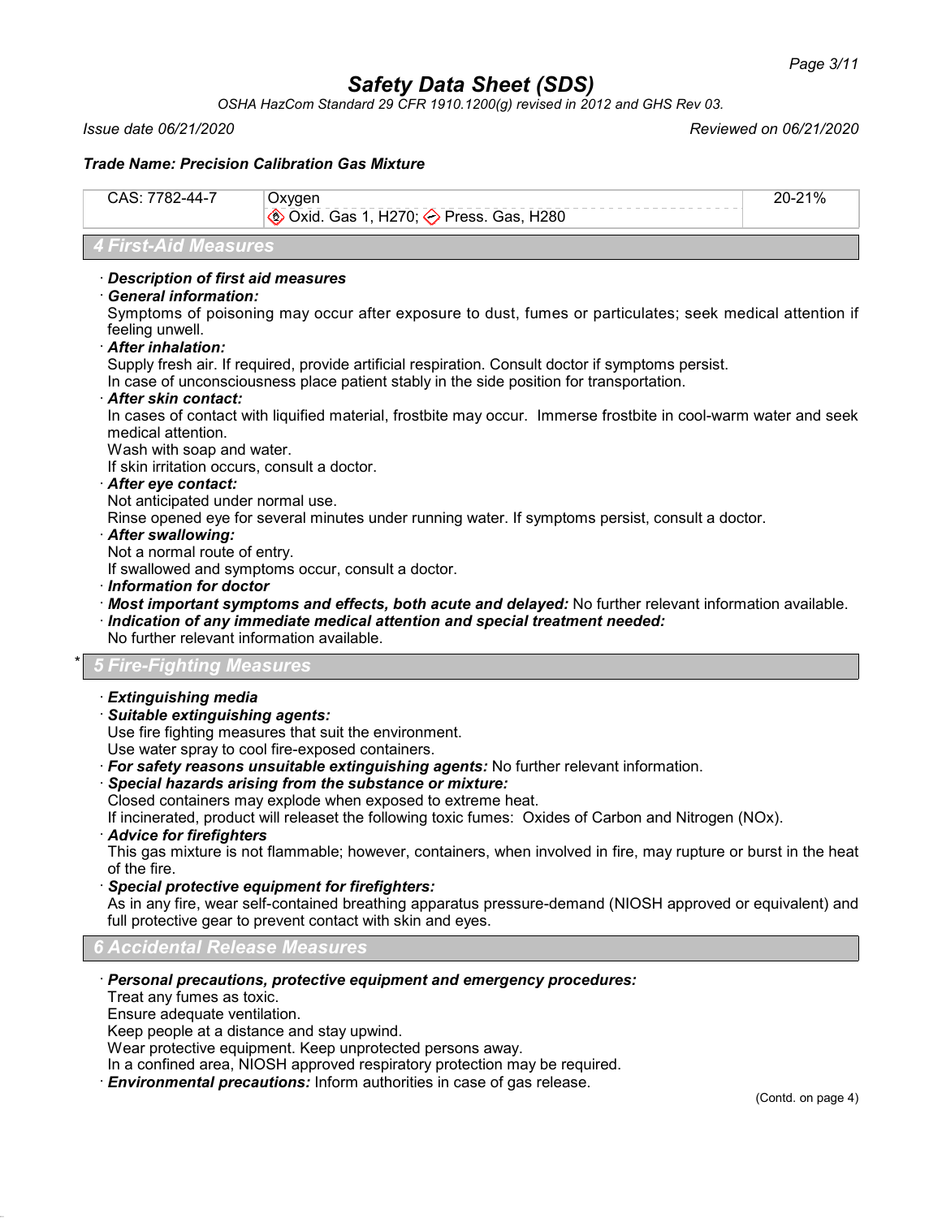# Safety Data Sheet (SDS)

*OSHA HazCom Standard 29 CFR 1910.1200(g) revised in 2012 and GHS Rev 03.*

*Issue date 06/21/2020* *Reviewed on 06/21/2020*

***Trade Name: Precision Calibration Gas Mixture***

| | | |
|---|---|---|
| CAS: 7782-44-7 | Oxygen<br>Oxid. Gas 1, H270; Press. Gas, H280 | 20-21% |

## 4 First-Aid Measures

· ***Description of first aid measures***

· ***General information:***
Symptoms of poisoning may occur after exposure to dust, fumes or particulates; seek medical attention if feeling unwell.

· ***After inhalation:***
Supply fresh air. If required, provide artificial respiration. Consult doctor if symptoms persist.
In case of unconsciousness place patient stably in the side position for transportation.

· ***After skin contact:***
In cases of contact with liquified material, frostbite may occur. Immerse frostbite in cool-warm water and seek medical attention.
Wash with soap and water.
If skin irritation occurs, consult a doctor.

· ***After eye contact:***
Not anticipated under normal use.
Rinse opened eye for several minutes under running water. If symptoms persist, consult a doctor.

· ***After swallowing:***
Not a normal route of entry.
If swallowed and symptoms occur, consult a doctor.

· ***Information for doctor***

· ***Most important symptoms and effects, both acute and delayed:*** No further relevant information available.

· ***Indication of any immediate medical attention and special treatment needed:***
No further relevant information available.

## * 5 Fire-Fighting Measures

· ***Extinguishing media***

· ***Suitable extinguishing agents:***
Use fire fighting measures that suit the environment.
Use water spray to cool fire-exposed containers.

· ***For safety reasons unsuitable extinguishing agents:*** No further relevant information.

· ***Special hazards arising from the substance or mixture:***
Closed containers may explode when exposed to extreme heat.
If incinerated, product will releaset the following toxic fumes: Oxides of Carbon and Nitrogen (NOx).

· ***Advice for firefighters***
This gas mixture is not flammable; however, containers, when involved in fire, may rupture or burst in the heat of the fire.

· ***Special protective equipment for firefighters:***
As in any fire, wear self-contained breathing apparatus pressure-demand (NIOSH approved or equivalent) and full protective gear to prevent contact with skin and eyes.

## 6 Accidental Release Measures

· ***Personal precautions, protective equipment and emergency procedures:***
Treat any fumes as toxic.
Ensure adequate ventilation.
Keep people at a distance and stay upwind.
Wear protective equipment. Keep unprotected persons away.
In a confined area, NIOSH approved respiratory protection may be required.

· ***Environmental precautions:*** Inform authorities in case of gas release.

(Contd. on page 4)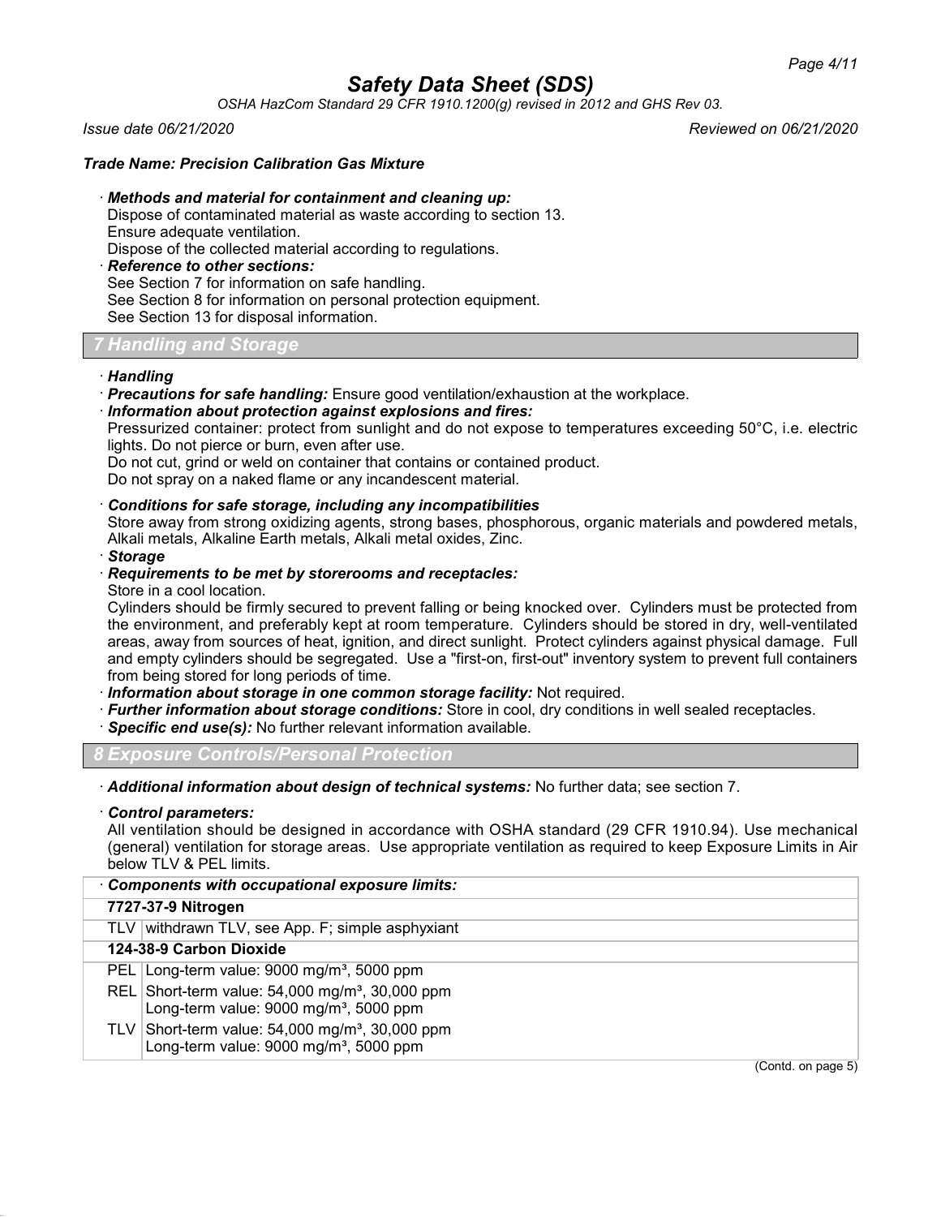*Trade Name: Precision Calibration Gas Mixture*

· ***Methods and material for containment and cleaning up:***
Dispose of contaminated material as waste according to section 13.
Ensure adequate ventilation.
Dispose of the collected material according to regulations.

· ***Reference to other sections:***
See Section 7 for information on safe handling.
See Section 8 for information on personal protection equipment.
See Section 13 for disposal information.

## 7 Handling and Storage

· ***Handling***

· ***Precautions for safe handling:*** Ensure good ventilation/exhaustion at the workplace.

· ***Information about protection against explosions and fires:***
Pressurized container: protect from sunlight and do not expose to temperatures exceeding 50°C, i.e. electric lights. Do not pierce or burn, even after use.
Do not cut, grind or weld on container that contains or contained product.
Do not spray on a naked flame or any incandescent material.

· ***Conditions for safe storage, including any incompatibilities***
Store away from strong oxidizing agents, strong bases, phosphorous, organic materials and powdered metals, Alkali metals, Alkaline Earth metals, Alkali metal oxides, Zinc.

· ***Storage***

· ***Requirements to be met by storerooms and receptacles:***
Store in a cool location.
Cylinders should be firmly secured to prevent falling or being knocked over. Cylinders must be protected from the environment, and preferably kept at room temperature. Cylinders should be stored in dry, well-ventilated areas, away from sources of heat, ignition, and direct sunlight. Protect cylinders against physical damage. Full and empty cylinders should be segregated. Use a "first-on, first-out" inventory system to prevent full containers from being stored for long periods of time.

· ***Information about storage in one common storage facility:*** Not required.

· ***Further information about storage conditions:*** Store in cool, dry conditions in well sealed receptacles.

· ***Specific end use(s):*** No further relevant information available.

## 8 Exposure Controls/Personal Protection

· ***Additional information about design of technical systems:*** No further data; see section 7.

· ***Control parameters:***
All ventilation should be designed in accordance with OSHA standard (29 CFR 1910.94). Use mechanical (general) ventilation for storage areas. Use appropriate ventilation as required to keep Exposure Limits in Air below TLV & PEL limits.

| · ***Components with occupational exposure limits:*** | |
|---|---|
| **7727-37-9 Nitrogen** | |
| TLV | withdrawn TLV, see App. F; simple asphyxiant |
| **124-38-9 Carbon Dioxide** | |
| PEL | Long-term value: 9000 mg/m³, 5000 ppm |
| REL | Short-term value: 54,000 mg/m³, 30,000 ppm<br>Long-term value: 9000 mg/m³, 5000 ppm |
| TLV | Short-term value: 54,000 mg/m³, 30,000 ppm<br>Long-term value: 9000 mg/m³, 5000 ppm |

(Contd. on page 5)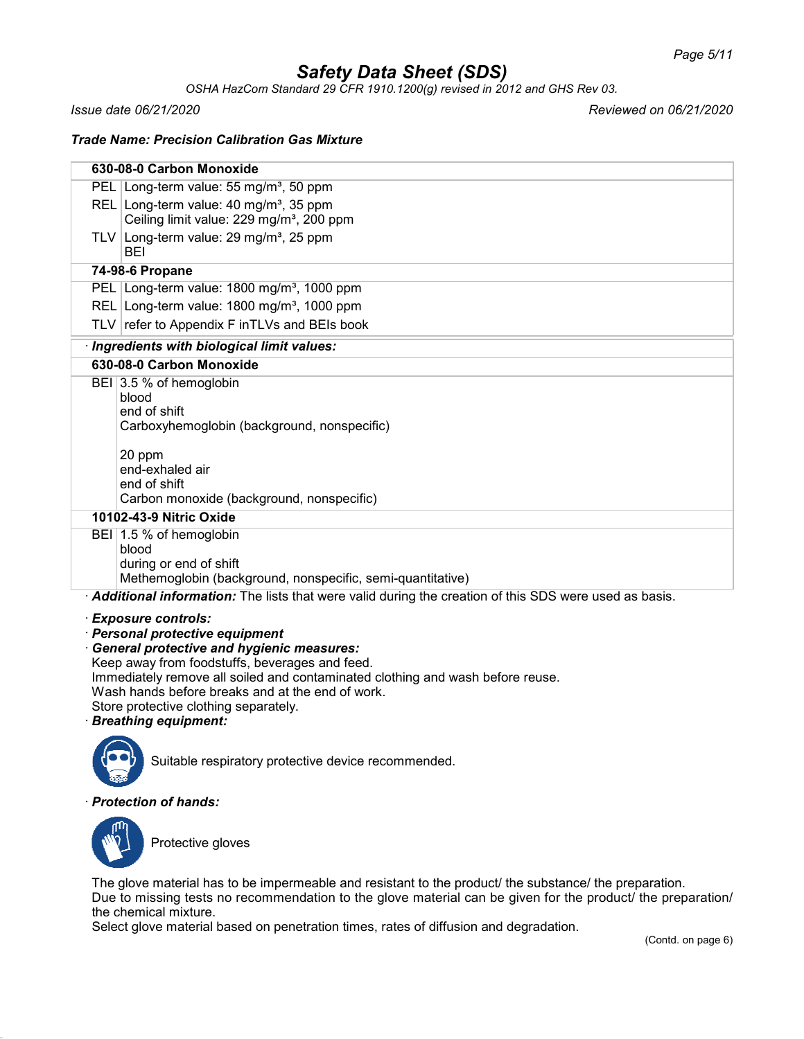**Trade Name: Precision Calibration Gas Mixture**

| **630-08-0 Carbon Monoxide** | |
|---|---|
| PEL | Long-term value: 55 mg/m³, 50 ppm |
| REL | Long-term value: 40 mg/m³, 35 ppm<br>Ceiling limit value: 229 mg/m³, 200 ppm |
| TLV | Long-term value: 29 mg/m³, 25 ppm<br>BEI |
| **74-98-6 Propane** | |
| PEL | Long-term value: 1800 mg/m³, 1000 ppm |
| REL | Long-term value: 1800 mg/m³, 1000 ppm |
| TLV | refer to Appendix F inTLVs and BEIs book |

· ***Ingredients with biological limit values:***

| **630-08-0 Carbon Monoxide** | |
|---|---|
| BEI | 3.5 % of hemoglobin<br>blood<br>end of shift<br>Carboxyhemoglobin (background, nonspecific)<br><br>20 ppm<br>end-exhaled air<br>end of shift<br>Carbon monoxide (background, nonspecific) |
| **10102-43-9 Nitric Oxide** | |
| BEI | 1.5 % of hemoglobin<br>blood<br>during or end of shift<br>Methemoglobin (background, nonspecific, semi-quantitative) |

· ***Additional information:*** The lists that were valid during the creation of this SDS were used as basis.

· ***Exposure controls:***

· ***Personal protective equipment***

· ***General protective and hygienic measures:***

Keep away from foodstuffs, beverages and feed.
Immediately remove all soiled and contaminated clothing and wash before reuse.
Wash hands before breaks and at the end of work.
Store protective clothing separately.

· ***Breathing equipment:***

Suitable respiratory protective device recommended.

· ***Protection of hands:***

Protective gloves

The glove material has to be impermeable and resistant to the product/ the substance/ the preparation.
Due to missing tests no recommendation to the glove material can be given for the product/ the preparation/ the chemical mixture.
Select glove material based on penetration times, rates of diffusion and degradation.

(Contd. on page 6)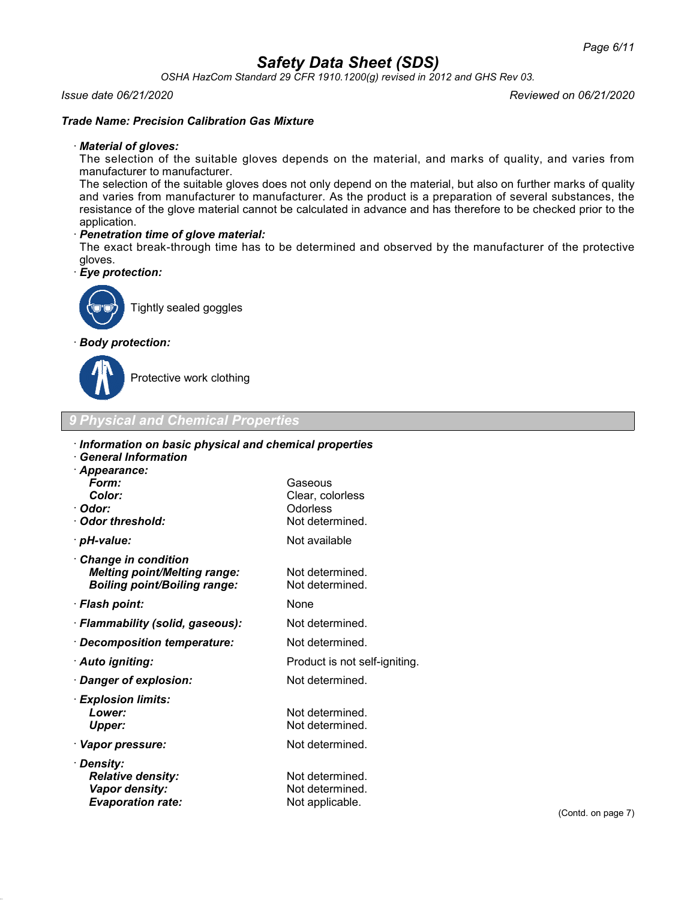**Trade Name: Precision Calibration Gas Mixture**

· **Material of gloves:**
The selection of the suitable gloves depends on the material, and marks of quality, and varies from manufacturer to manufacturer.
The selection of the suitable gloves does not only depend on the material, but also on further marks of quality and varies from manufacturer to manufacturer. As the product is a preparation of several substances, the resistance of the glove material cannot be calculated in advance and has therefore to be checked prior to the application.

· **Penetration time of glove material:**
The exact break-through time has to be determined and observed by the manufacturer of the protective gloves.

· **Eye protection:**

Tightly sealed goggles

· **Body protection:**

Protective work clothing

## 9 Physical and Chemical Properties

· **Information on basic physical and chemical properties**
· **General Information**

| | |
|---|---|
| · **Appearance:** | |
| **Form:** | Gaseous |
| **Color:** | Clear, colorless |
| · **Odor:** | Odorless |
| · **Odor threshold:** | Not determined. |
| · **pH-value:** | Not available |
| · **Change in condition** | |
| **Melting point/Melting range:** | Not determined. |
| **Boiling point/Boiling range:** | Not determined. |
| · **Flash point:** | None |
| · **Flammability (solid, gaseous):** | Not determined. |
| · **Decomposition temperature:** | Not determined. |
| · **Auto igniting:** | Product is not self-igniting. |
| · **Danger of explosion:** | Not determined. |
| · **Explosion limits:** | |
| **Lower:** | Not determined. |
| **Upper:** | Not determined. |
| · **Vapor pressure:** | Not determined. |
| · **Density:** | |
| **Relative density:** | Not determined. |
| **Vapor density:** | Not determined. |
| **Evaporation rate:** | Not applicable. |

(Contd. on page 7)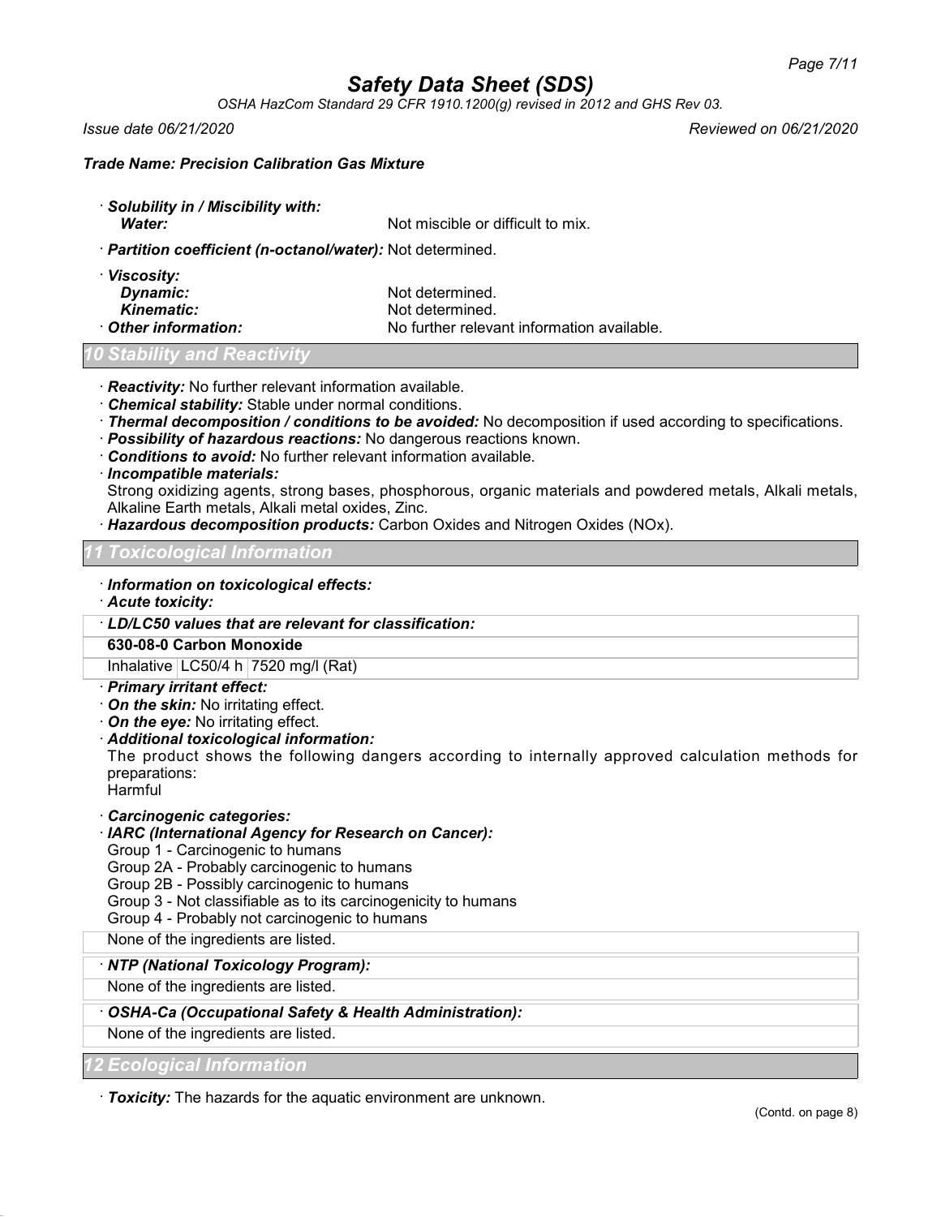*Trade Name: Precision Calibration Gas Mixture*

· ***Solubility in / Miscibility with:***
  ***Water:*** Not miscible or difficult to mix.

· ***Partition coefficient (n-octanol/water):*** Not determined.

· ***Viscosity:***
  ***Dynamic:*** Not determined.
  ***Kinematic:*** Not determined.

· ***Other information:*** No further relevant information available.

## *10 Stability and Reactivity*

· ***Reactivity:*** No further relevant information available.
· ***Chemical stability:*** Stable under normal conditions.
· ***Thermal decomposition / conditions to be avoided:*** No decomposition if used according to specifications.
· ***Possibility of hazardous reactions:*** No dangerous reactions known.
· ***Conditions to avoid:*** No further relevant information available.
· ***Incompatible materials:***
Strong oxidizing agents, strong bases, phosphorous, organic materials and powdered metals, Alkali metals, Alkaline Earth metals, Alkali metal oxides, Zinc.
· ***Hazardous decomposition products:*** Carbon Oxides and Nitrogen Oxides (NOx).

## *11 Toxicological Information*

· ***Information on toxicological effects:***
· ***Acute toxicity:***

| · *LD/LC50 values that are relevant for classification:* | | |
|---|---|---|
| **630-08-0 Carbon Monoxide** | | |
| Inhalative | LC50/4 h | 7520 mg/l (Rat) |

· ***Primary irritant effect:***
· ***On the skin:*** No irritating effect.
· ***On the eye:*** No irritating effect.
· ***Additional toxicological information:***
The product shows the following dangers according to internally approved calculation methods for preparations:
Harmful

· ***Carcinogenic categories:***
· ***IARC (International Agency for Research on Cancer):***
Group 1 - Carcinogenic to humans
Group 2A - Probably carcinogenic to humans
Group 2B - Possibly carcinogenic to humans
Group 3 - Not classifiable as to its carcinogenicity to humans
Group 4 - Probably not carcinogenic to humans

None of the ingredients are listed.

· ***NTP (National Toxicology Program):***

None of the ingredients are listed.

· ***OSHA-Ca (Occupational Safety & Health Administration):***

None of the ingredients are listed.

## *12 Ecological Information*

· ***Toxicity:*** The hazards for the aquatic environment are unknown.

(Contd. on page 8)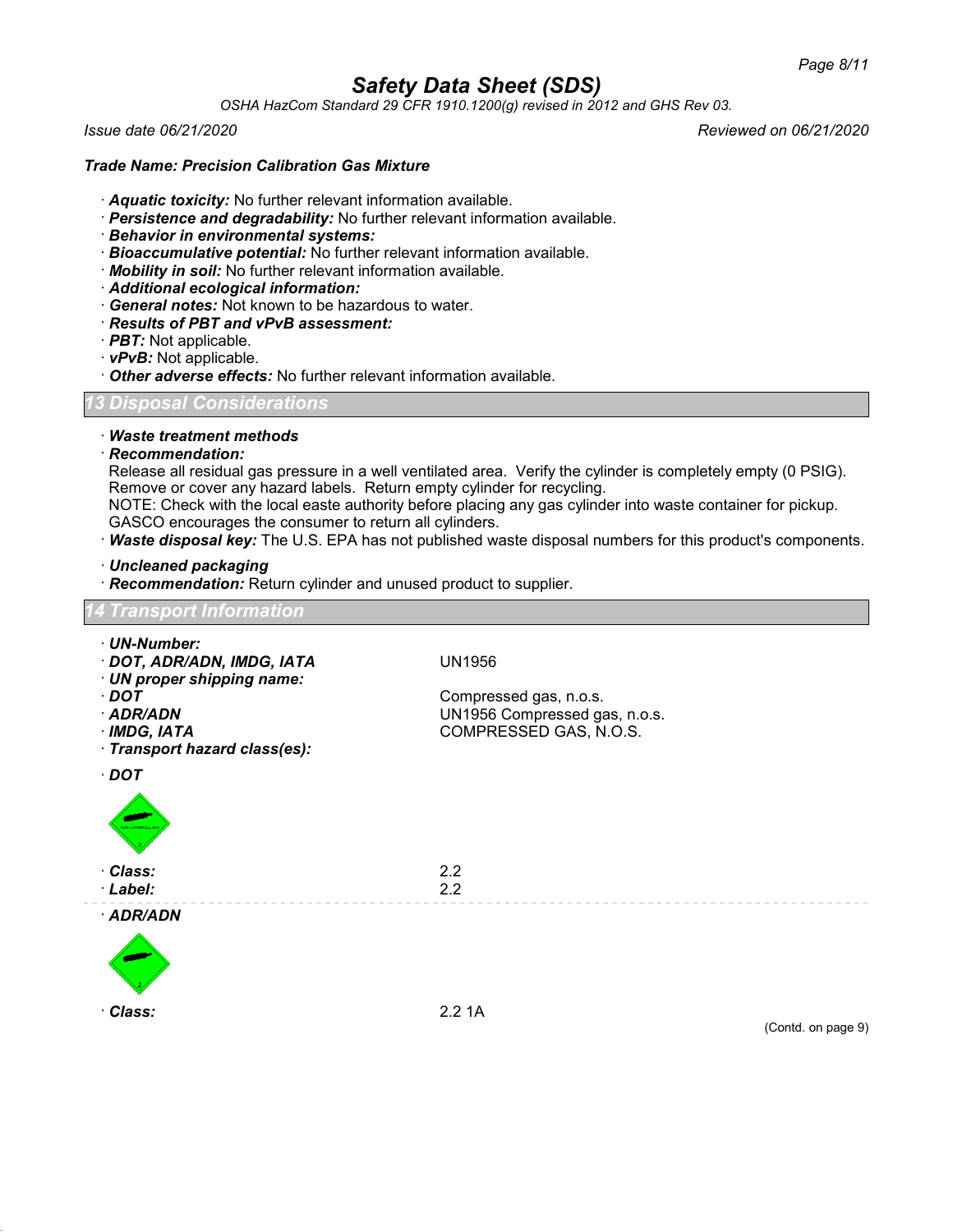## Trade Name: Precision Calibration Gas Mixture

- · ***Aquatic toxicity:*** No further relevant information available.
- · ***Persistence and degradability:*** No further relevant information available.
- · ***Behavior in environmental systems:***
- · ***Bioaccumulative potential:*** No further relevant information available.
- · ***Mobility in soil:*** No further relevant information available.
- · ***Additional ecological information:***
- · ***General notes:*** Not known to be hazardous to water.
- · ***Results of PBT and vPvB assessment:***
- · ***PBT:*** Not applicable.
- · ***vPvB:*** Not applicable.
- · ***Other adverse effects:*** No further relevant information available.

## 13 Disposal Considerations

- · ***Waste treatment methods***
- · ***Recommendation:***

Release all residual gas pressure in a well ventilated area. Verify the cylinder is completely empty (0 PSIG). Remove or cover any hazard labels. Return empty cylinder for recycling.
NOTE: Check with the local easte authority before placing any gas cylinder into waste container for pickup. GASCO encourages the consumer to return all cylinders.

- · ***Waste disposal key:*** The U.S. EPA has not published waste disposal numbers for this product's components.

- · ***Uncleaned packaging***
- · ***Recommendation:*** Return cylinder and unused product to supplier.

## 14 Transport Information

| | |
|---|---|
| · ***UN-Number:*** | |
| · ***DOT, ADR/ADN, IMDG, IATA*** | UN1956 |
| · ***UN proper shipping name:*** | |
| · ***DOT*** | Compressed gas, n.o.s. |
| · ***ADR/ADN*** | UN1956 Compressed gas, n.o.s. |
| · ***IMDG, IATA*** | COMPRESSED GAS, N.O.S. |
| · ***Transport hazard class(es):*** | |
| · ***DOT*** | |
| · ***Class:*** | 2.2 |
| · ***Label:*** | 2.2 |
| · ***ADR/ADN*** | |
| · ***Class:*** | 2.2 1A |

(Contd. on page 9)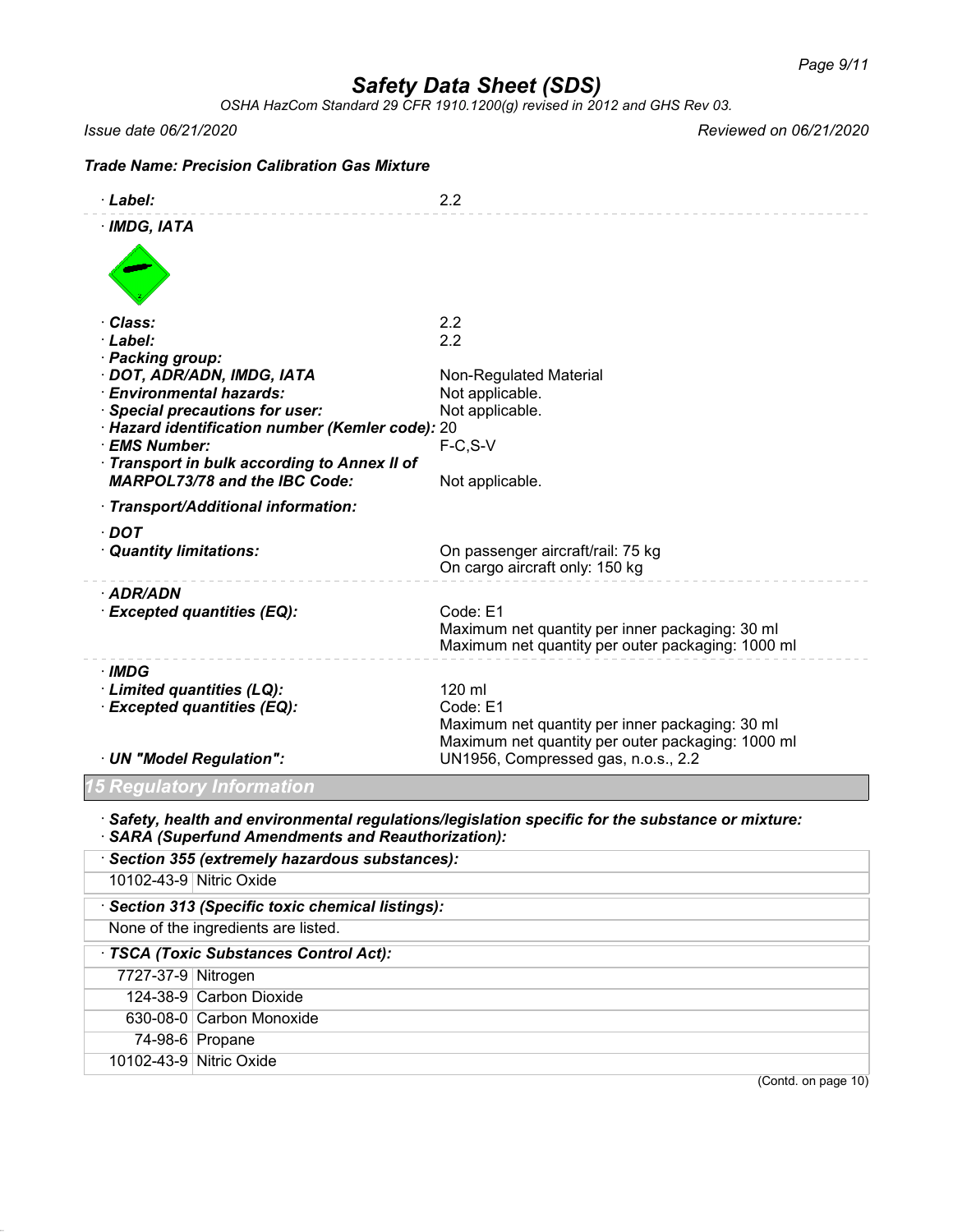**Trade Name: Precision Calibration Gas Mixture**

| | |
|---|---|
| · **Label:** | 2.2 |

· **IMDG, IATA**

| | |
|---|---|
| · **Class:** | 2.2 |
| · **Label:** | 2.2 |
| · **Packing group:** | |
| · **DOT, ADR/ADN, IMDG, IATA** | Non-Regulated Material |
| · **Environmental hazards:** | Not applicable. |
| · **Special precautions for user:** | Not applicable. |
| · **Hazard identification number (Kemler code):** | 20 |
| · **EMS Number:** | F-C,S-V |
| · **Transport in bulk according to Annex II of MARPOL73/78 and the IBC Code:** | Not applicable. |

· **Transport/Additional information:**

· **DOT**

| | |
|---|---|
| · **Quantity limitations:** | On passenger aircraft/rail: 75 kg<br>On cargo aircraft only: 150 kg |

· **ADR/ADN**

| | |
|---|---|
| · **Excepted quantities (EQ):** | Code: E1<br>Maximum net quantity per inner packaging: 30 ml<br>Maximum net quantity per outer packaging: 1000 ml |

· **IMDG**

| | |
|---|---|
| · **Limited quantities (LQ):** | 120 ml |
| · **Excepted quantities (EQ):** | Code: E1<br>Maximum net quantity per inner packaging: 30 ml<br>Maximum net quantity per outer packaging: 1000 ml |
| · **UN "Model Regulation":** | UN1956, Compressed gas, n.o.s., 2.2 |

## 15 Regulatory Information

· **Safety, health and environmental regulations/legislation specific for the substance or mixture:**
· **SARA (Superfund Amendments and Reauthorization):**

· **Section 355 (extremely hazardous substances):**

| | |
|---|---|
| 10102-43-9 | Nitric Oxide |

· **Section 313 (Specific toxic chemical listings):**

None of the ingredients are listed.

· **TSCA (Toxic Substances Control Act):**

| | |
|---|---|
| 7727-37-9 | Nitrogen |
| 124-38-9 | Carbon Dioxide |
| 630-08-0 | Carbon Monoxide |
| 74-98-6 | Propane |
| 10102-43-9 | Nitric Oxide |

(Contd. on page 10)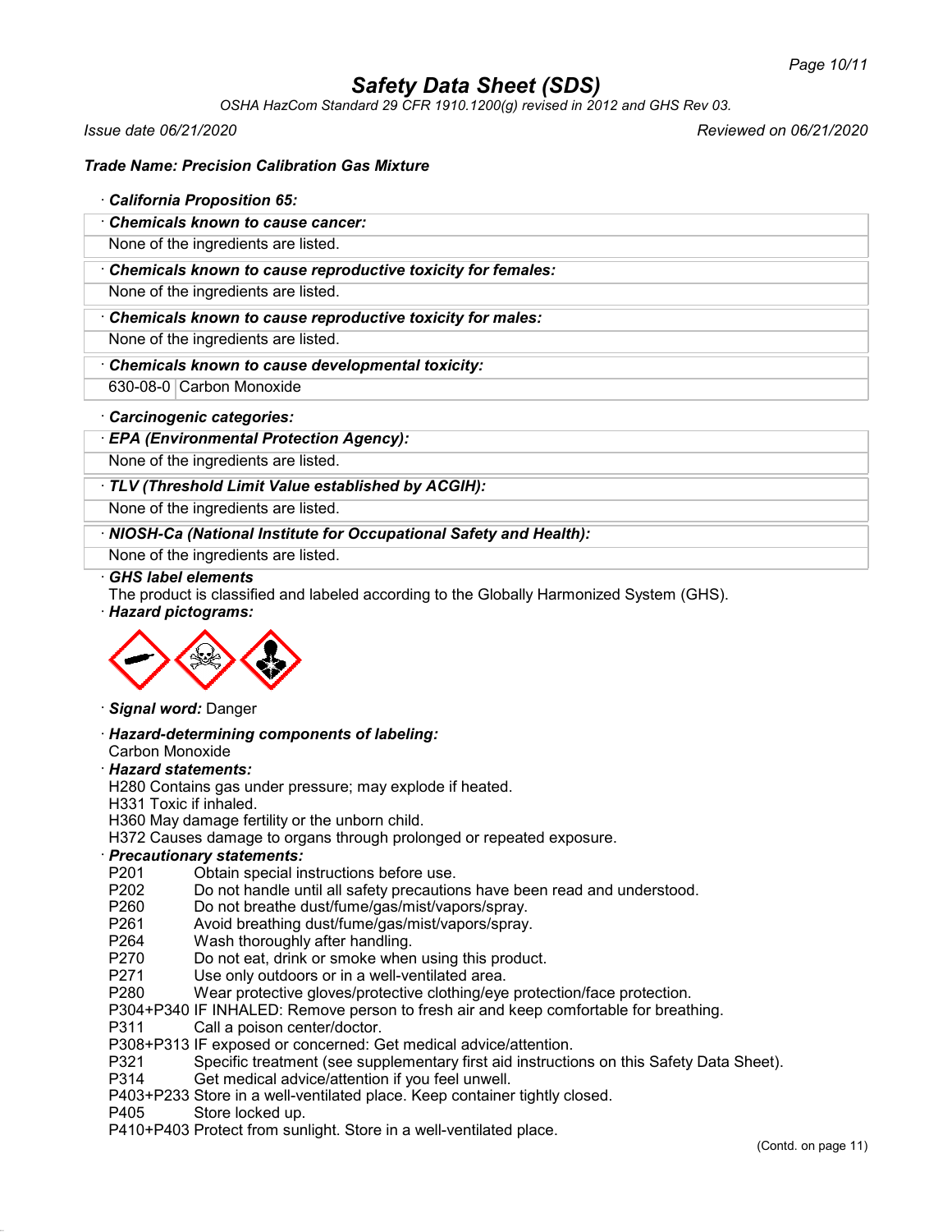**Trade Name: Precision Calibration Gas Mixture**

· ***California Proposition 65:***

· ***Chemicals known to cause cancer:***

None of the ingredients are listed.

· ***Chemicals known to cause reproductive toxicity for females:***

None of the ingredients are listed.

· ***Chemicals known to cause reproductive toxicity for males:***

None of the ingredients are listed.

· ***Chemicals known to cause developmental toxicity:***

| 630-08-0 | Carbon Monoxide |
|---|---|

· ***Carcinogenic categories:***

· ***EPA (Environmental Protection Agency):***

None of the ingredients are listed.

· ***TLV (Threshold Limit Value established by ACGIH):***

None of the ingredients are listed.

· ***NIOSH-Ca (National Institute for Occupational Safety and Health):***

None of the ingredients are listed.

· ***GHS label elements***

The product is classified and labeled according to the Globally Harmonized System (GHS).

· ***Hazard pictograms:***

· ***Signal word:*** Danger

· ***Hazard-determining components of labeling:***

Carbon Monoxide

· ***Hazard statements:***

H280 Contains gas under pressure; may explode if heated.
H331 Toxic if inhaled.
H360 May damage fertility or the unborn child.
H372 Causes damage to organs through prolonged or repeated exposure.

· ***Precautionary statements:***

P201 Obtain special instructions before use.
P202 Do not handle until all safety precautions have been read and understood.
P260 Do not breathe dust/fume/gas/mist/vapors/spray.
P261 Avoid breathing dust/fume/gas/mist/vapors/spray.
P264 Wash thoroughly after handling.
P270 Do not eat, drink or smoke when using this product.
P271 Use only outdoors or in a well-ventilated area.
P280 Wear protective gloves/protective clothing/eye protection/face protection.
P304+P340 IF INHALED: Remove person to fresh air and keep comfortable for breathing.
P311 Call a poison center/doctor.
P308+P313 IF exposed or concerned: Get medical advice/attention.
P321 Specific treatment (see supplementary first aid instructions on this Safety Data Sheet).
P314 Get medical advice/attention if you feel unwell.
P403+P233 Store in a well-ventilated place. Keep container tightly closed.
P405 Store locked up.
P410+P403 Protect from sunlight. Store in a well-ventilated place.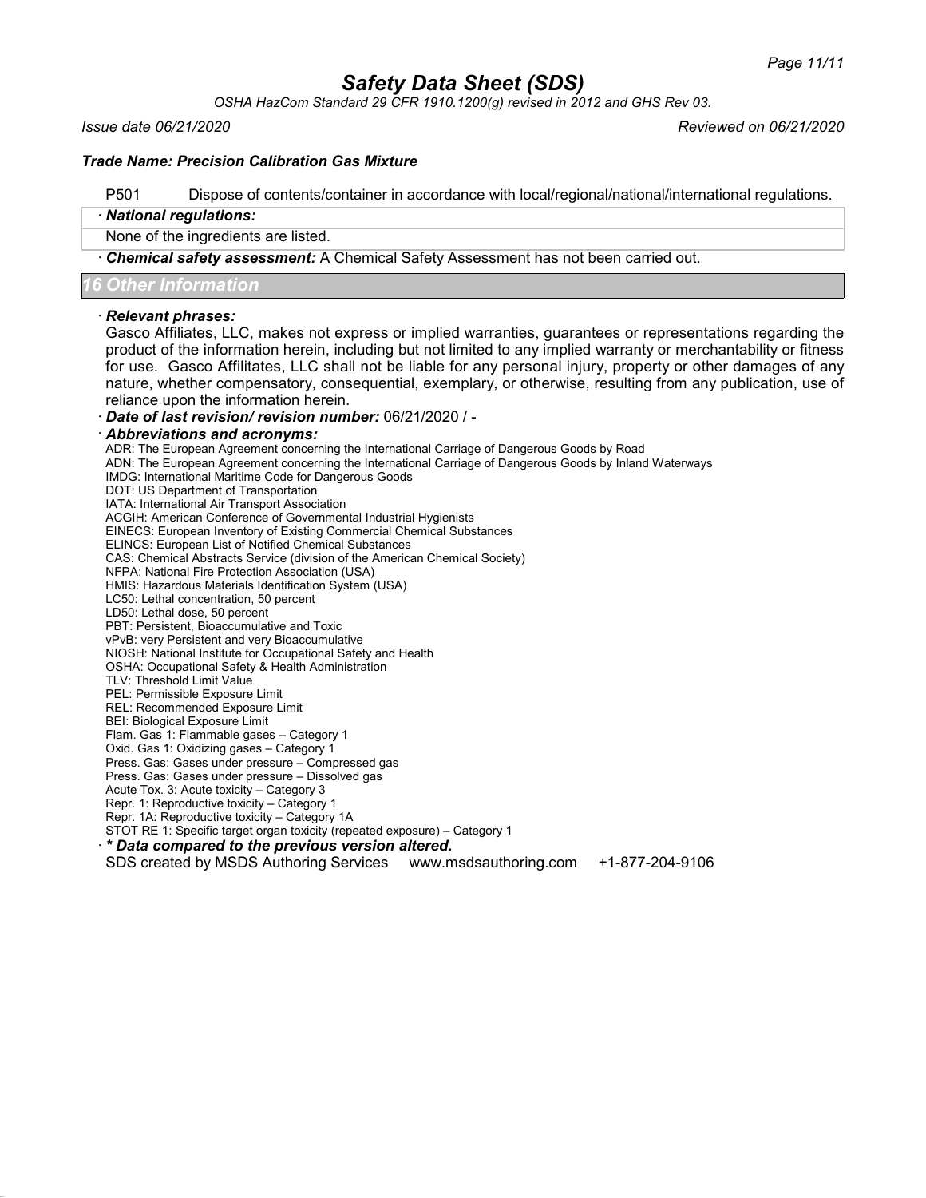Trade Name: Precision Calibration Gas Mixture

P501 Dispose of contents/container in accordance with local/regional/national/international regulations.

· **National regulations:**

None of the ingredients are listed.

· **Chemical safety assessment:** A Chemical Safety Assessment has not been carried out.

## 16 Other Information

· **Relevant phrases:**

Gasco Affiliates, LLC, makes not express or implied warranties, guarantees or representations regarding the product of the information herein, including but not limited to any implied warranty or merchantability or fitness for use. Gasco Affilitates, LLC shall not be liable for any personal injury, property or other damages of any nature, whether compensatory, consequential, exemplary, or otherwise, resulting from any publication, use of reliance upon the information herein.

· **Date of last revision/ revision number:** 06/21/2020 / -

· **Abbreviations and acronyms:**

ADR: The European Agreement concerning the International Carriage of Dangerous Goods by Road
ADN: The European Agreement concerning the International Carriage of Dangerous Goods by Inland Waterways
IMDG: International Maritime Code for Dangerous Goods
DOT: US Department of Transportation
IATA: International Air Transport Association
ACGIH: American Conference of Governmental Industrial Hygienists
EINECS: European Inventory of Existing Commercial Chemical Substances
ELINCS: European List of Notified Chemical Substances
CAS: Chemical Abstracts Service (division of the American Chemical Society)
NFPA: National Fire Protection Association (USA)
HMIS: Hazardous Materials Identification System (USA)
LC50: Lethal concentration, 50 percent
LD50: Lethal dose, 50 percent
PBT: Persistent, Bioaccumulative and Toxic
vPvB: very Persistent and very Bioaccumulative
NIOSH: National Institute for Occupational Safety and Health
OSHA: Occupational Safety & Health Administration
TLV: Threshold Limit Value
PEL: Permissible Exposure Limit
REL: Recommended Exposure Limit
BEI: Biological Exposure Limit
Flam. Gas 1: Flammable gases – Category 1
Oxid. Gas 1: Oxidizing gases – Category 1
Press. Gas: Gases under pressure – Compressed gas
Press. Gas: Gases under pressure – Dissolved gas
Acute Tox. 3: Acute toxicity – Category 3
Repr. 1: Reproductive toxicity – Category 1
Repr. 1A: Reproductive toxicity – Category 1A
STOT RE 1: Specific target organ toxicity (repeated exposure) – Category 1

· ***** Data compared to the previous version altered.**

SDS created by MSDS Authoring Services www.msdsauthoring.com +1-877-204-9106